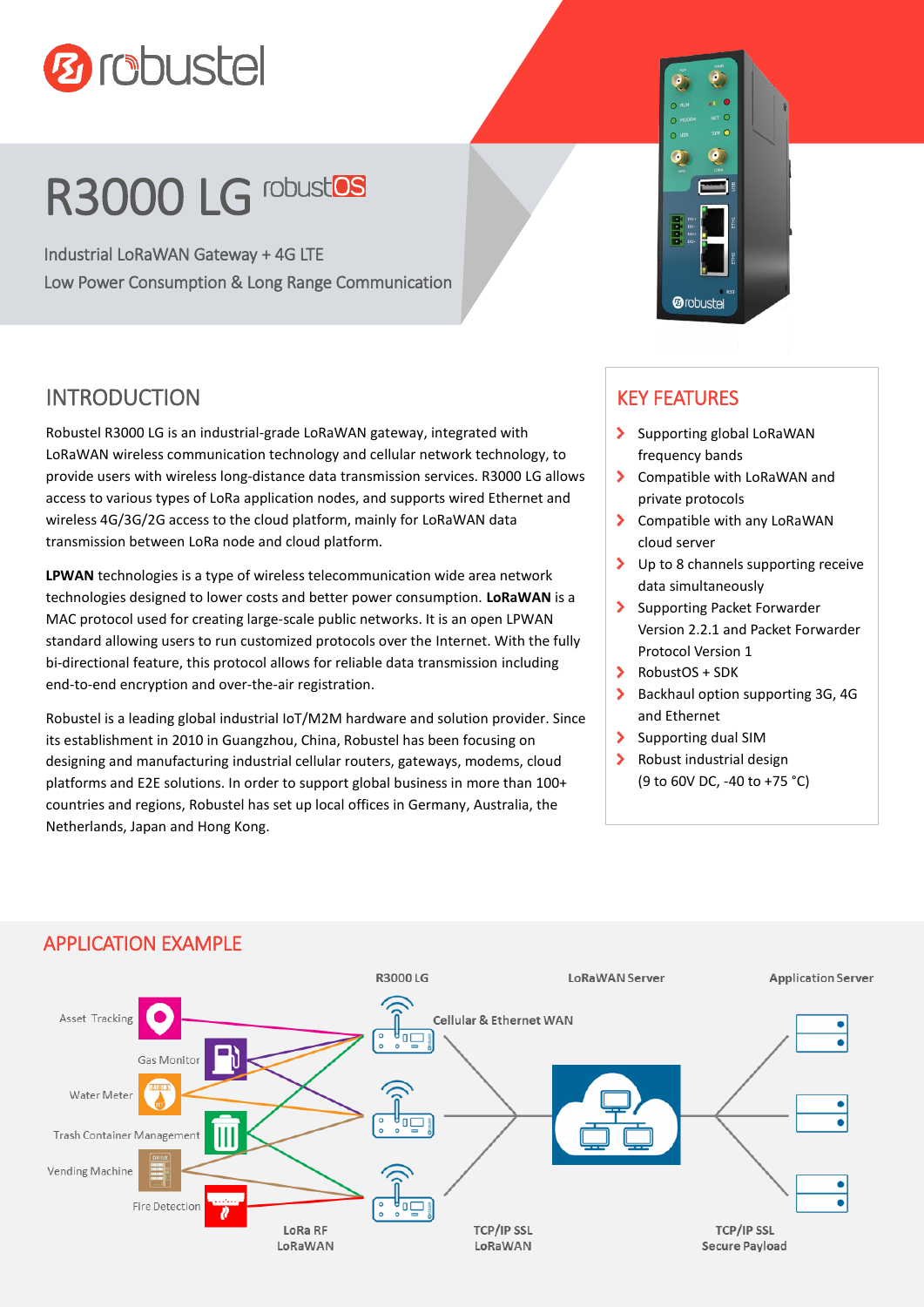# R3000 LG robustOS

Industrial LoRaWAN Gateway + 4G LTE

Low Power Consumption & Long Range Communication

## INTRODUCTION

Robustel R3000 LG is an industrial-grade LoRaWAN gateway, integrated with LoRaWAN wireless communication technology and cellular network technology, to provide users with wireless long-distance data transmission services. R3000 LG allows access to various types of LoRa application nodes, and supports wired Ethernet and wireless 4G/3G/2G access to the cloud platform, mainly for LoRaWAN data transmission between LoRa node and cloud platform.

**LPWAN** technologies is a type of wireless telecommunication wide area network technologies designed to lower costs and better power consumption. **LoRaWAN** is a MAC protocol used for creating large-scale public networks. It is an open LPWAN standard allowing users to run customized protocols over the Internet. With the fully bi-directional feature, this protocol allows for reliable data transmission including end-to-end encryption and over-the-air registration.

Robustel is a leading global industrial IoT/M2M hardware and solution provider. Since its establishment in 2010 in Guangzhou, China, Robustel has been focusing on designing and manufacturing industrial cellular routers, gateways, modems, cloud platforms and E2E solutions. In order to support global business in more than 100+ countries and regions, Robustel has set up local offices in Germany, Australia, the Netherlands, Japan and Hong Kong.

## KEY FEATURES

- Supporting global LoRaWAN frequency bands
- Compatible with LoRaWAN and private protocols
- Compatible with any LoRaWAN cloud server
- Up to 8 channels supporting receive data simultaneously
- Supporting Packet Forwarder Version 2.2.1 and Packet Forwarder Protocol Version 1
- RobustOS + SDK
- Backhaul option supporting 3G, 4G and Ethernet
- Supporting dual SIM
- Robust industrial design (9 to 60V DC, -40 to +75 °C)

## APPLICATION EXAMPLE

Asset Tracking, Gas Monitor, Water Meter, Trash Container Management, Vending Machine, Fire Detection — LoRa RF LoRaWAN → R3000 LG — Cellular & Ethernet WAN, TCP/IP SSL LoRaWAN → LoRaWAN Server — TCP/IP SSL Secure Payload → Application Server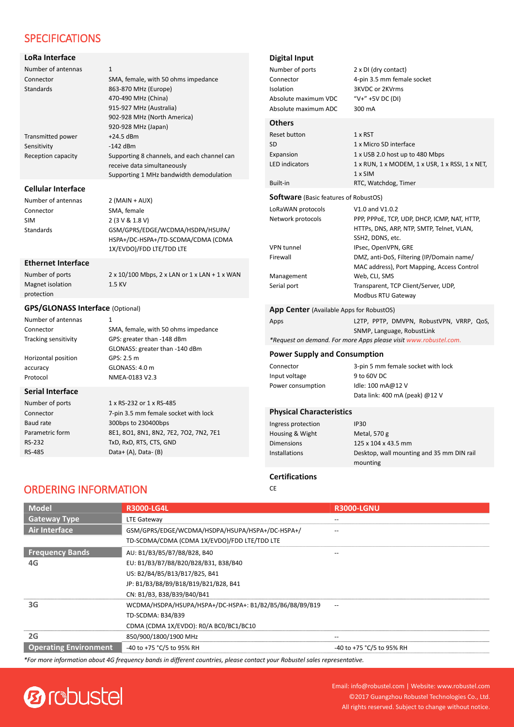# SPECIFICATIONS

### LoRa Interface

| | |
|---|---|
| Number of antennas | 1 |
| Connector | SMA, female, with 50 ohms impedance |
| Standards | 863-870 MHz (Europe)<br>470-490 MHz (China)<br>915-927 MHz (Australia)<br>902-928 MHz (North America)<br>920-928 MHz (Japan) |
| Transmitted power | +24.5 dBm |
| Sensitivity | -142 dBm |
| Reception capacity | Supporting 8 channels, and each channel can receive data simultaneously<br>Supporting 1 MHz bandwidth demodulation |

### Cellular Interface

| | |
|---|---|
| Number of antennas | 2 (MAIN + AUX) |
| Connector | SMA, female |
| SIM | 2 (3 V & 1.8 V) |
| Standards | GSM/GPRS/EDGE/WCDMA/HSDPA/HSUPA/ HSPA+/DC-HSPA+/TD-SCDMA/CDMA (CDMA 1X/EVDO)/FDD LTE/TDD LTE |

### Ethernet Interface

| | |
|---|---|
| Number of ports | 2 x 10/100 Mbps, 2 x LAN or 1 x LAN + 1 x WAN |
| Magnet isolation protection | 1.5 KV |

### GPS/GLONASS Interface (Optional)

| | |
|---|---|
| Number of antennas | 1 |
| Connector | SMA, female, with 50 ohms impedance |
| Tracking sensitivity | GPS: greater than -148 dBm<br>GLONASS: greater than -140 dBm |
| Horizontal position accuracy | GPS: 2.5 m<br>GLONASS: 4.0 m |
| Protocol | NMEA-0183 V2.3 |

### Serial Interface

| | |
|---|---|
| Number of ports | 1 x RS-232 or 1 x RS-485 |
| Connector | 7-pin 3.5 mm female socket with lock |
| Baud rate | 300bps to 230400bps |
| Parametric form | 8E1, 8O1, 8N1, 8N2, 7E2, 7O2, 7N2, 7E1 |
| RS-232 | TxD, RxD, RTS, CTS, GND |
| RS-485 | Data+ (A), Data- (B) |

### Digital Input

| | |
|---|---|
| Number of ports | 2 x DI (dry contact) |
| Connector | 4-pin 3.5 mm female socket |
| Isolation | 3KVDC or 2KVrms |
| Absolute maximum VDC | "V+" +5V DC (DI) |
| Absolute maximum ADC | 300 mA |

### Others

| | |
|---|---|
| Reset button | 1 x RST |
| SD | 1 x Micro SD interface |
| Expansion | 1 x USB 2.0 host up to 480 Mbps |
| LED indicators | 1 x RUN, 1 x MODEM, 1 x USB, 1 x RSSI, 1 x NET, 1 x SIM |
| Built-in | RTC, Watchdog, Timer |

### Software (Basic features of RobustOS)

| | |
|---|---|
| LoRaWAN protocols | V1.0 and V1.0.2 |
| Network protocols | PPP, PPPoE, TCP, UDP, DHCP, ICMP, NAT, HTTP, HTTPs, DNS, ARP, NTP, SMTP, Telnet, VLAN, SSH2, DDNS, etc. |
| VPN tunnel | IPsec, OpenVPN, GRE |
| Firewall | DMZ, anti-DoS, Filtering (IP/Domain name/ MAC address), Port Mapping, Access Control |
| Management | Web, CLI, SMS |
| Serial port | Transparent, TCP Client/Server, UDP, Modbus RTU Gateway |

### App Center (Available Apps for RobustOS)

| | |
|---|---|
| Apps | L2TP, PPTP, DMVPN, RobustVPN, VRRP, QoS, SNMP, Language, RobustLink |

*\*Request on demand. For more Apps please visit www.robustel.com.*

### Power Supply and Consumption

| | |
|---|---|
| Connector | 3-pin 5 mm female socket with lock |
| Input voltage | 9 to 60V DC |
| Power consumption | Idle: 100 mA@12 V<br>Data link: 400 mA (peak) @12 V |

### Physical Characteristics

| | |
|---|---|
| Ingress protection | IP30 |
| Housing & Wight | Metal, 570 g |
| Dimensions | 125 x 104 x 43.5 mm |
| Installations | Desktop, wall mounting and 35 mm DIN rail mounting |

### Certifications

CE

# ORDERING INFORMATION

| Model | R3000-LG4L | R3000-LGNU |
|---|---|---|
| Gateway Type | LTE Gateway | -- |
| Air Interface | GSM/GPRS/EDGE/WCDMA/HSDPA/HSUPA/HSPA+/DC-HSPA+/ TD-SCDMA/CDMA (CDMA 1X/EVDO)/FDD LTE/TDD LTE | -- |
| Frequency Bands 4G | AU: B1/B3/B5/B7/B8/B28, B40<br>EU: B1/B3/B7/B8/B20/B28/B31, B38/B40<br>US: B2/B4/B5/B13/B17/B25, B41<br>JP: B1/B3/B8/B9/B18/B19/B21/B28, B41<br>CN: B1/B3, B38/B39/B40/B41 | -- |
| 3G | WCDMA/HSDPA/HSUPA/HSPA+/DC-HSPA+: B1/B2/B5/B6/B8/B9/B19<br>TD-SCDMA: B34/B39<br>CDMA (CDMA 1X/EVDO): R0/A BC0/BC1/BC10 | -- |
| 2G | 850/900/1800/1900 MHz | -- |
| Operating Environment | -40 to +75 °C/5 to 95% RH | -40 to +75 °C/5 to 95% RH |

*\*For more information about 4G frequency bands in different countries, please contact your Robustel sales representative.*

Email: info@robustel.com | Website: www.robustel.com
©2017 Guangzhou Robustel Technologies Co., Ltd.
All rights reserved. Subject to change without notice.